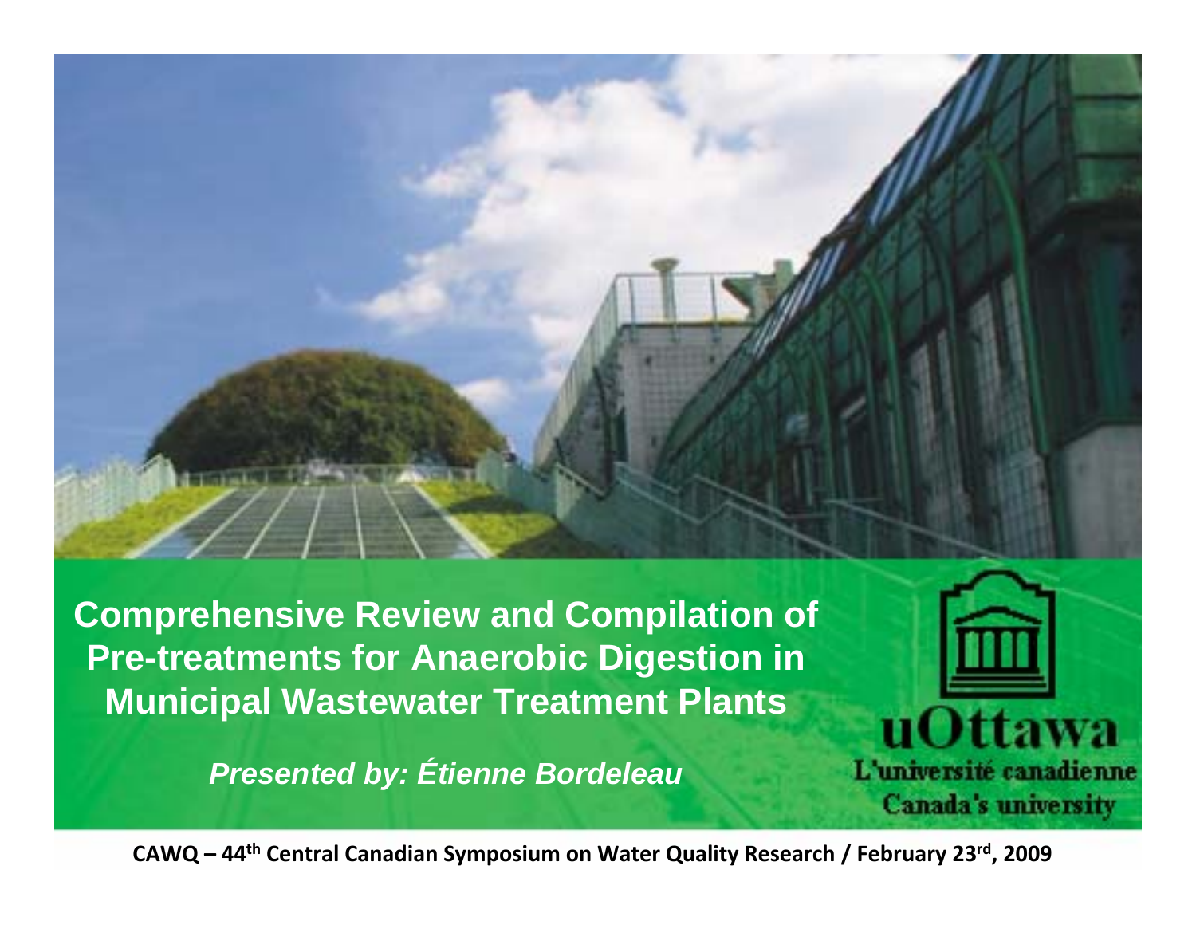# Comprehensive Review and Compilation of Pre-treatments for Anaerobic Digestion in Municipal Wastewater Treatment Plants

*Presented by: Étienne Bordeleau*

uOttawa
L'université canadienne
Canada's university

**CAWQ – 44th Central Canadian Symposium on Water Quality Research / February 23rd, 2009**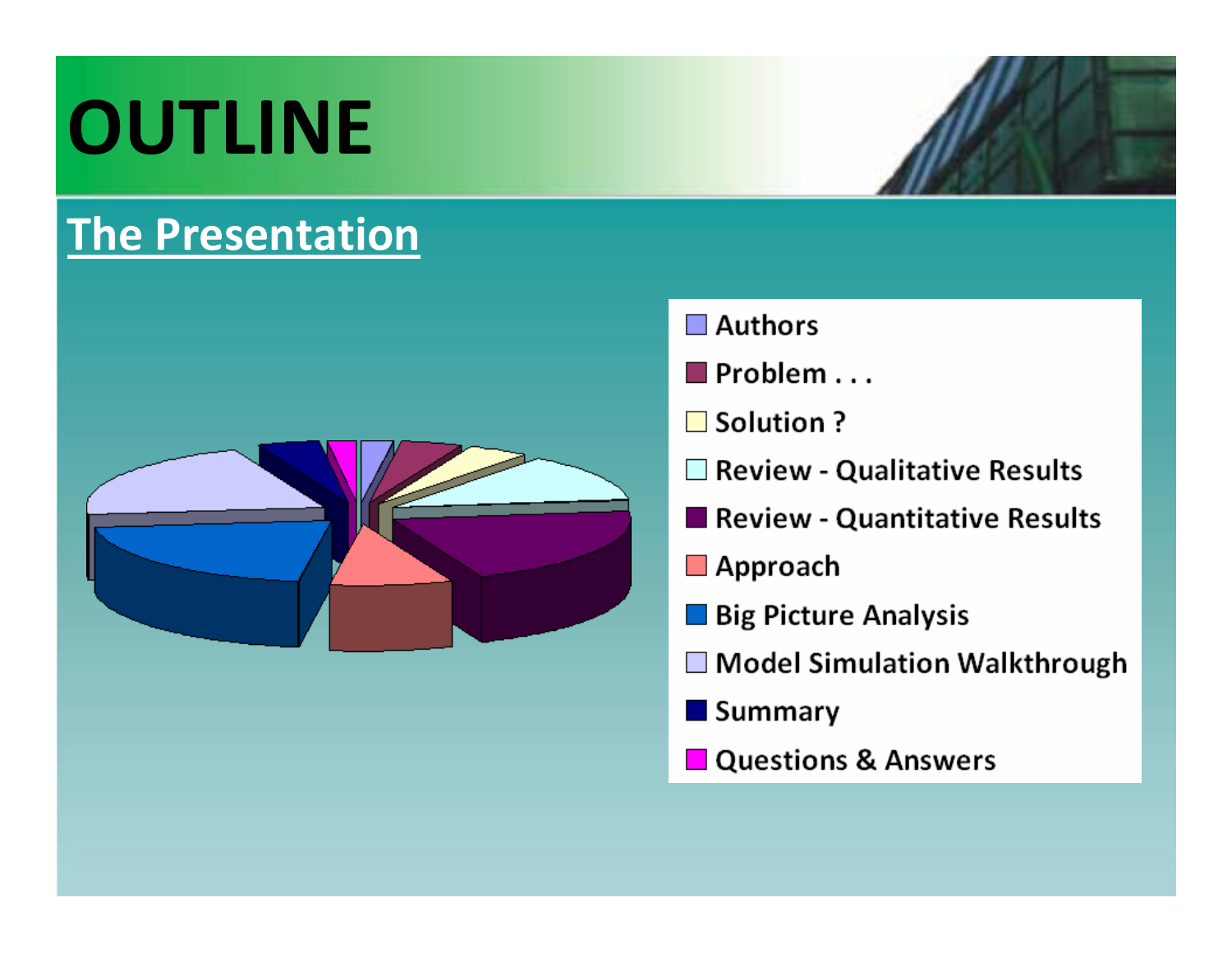# OUTLINE

## The Presentation

- Authors
- Problem . . .
- Solution ?
- Review - Qualitative Results
- Review - Quantitative Results
- Approach
- Big Picture Analysis
- Model Simulation Walkthrough
- Summary
- Questions & Answers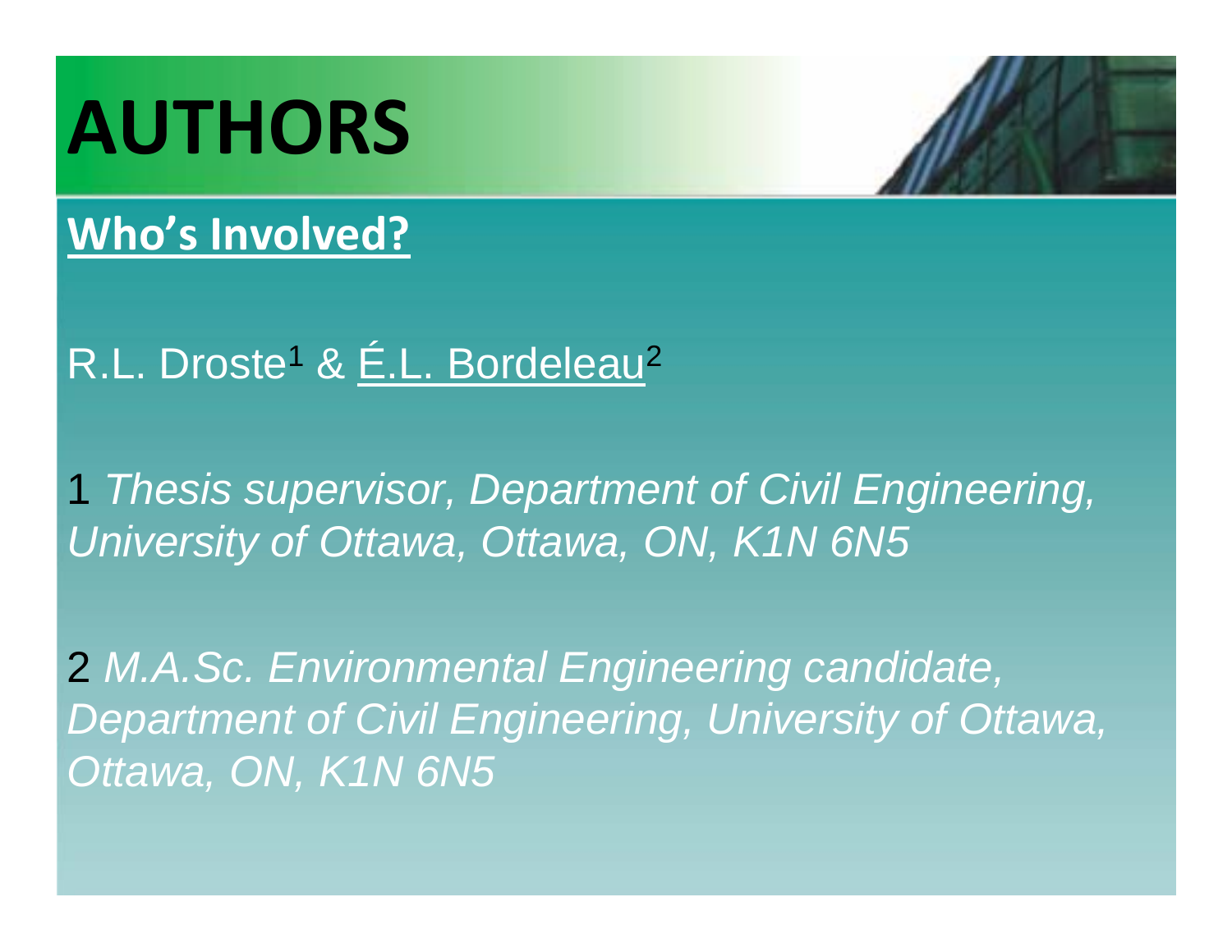# AUTHORS

## Who's Involved?

R.L. Droste[1] & É.L. Bordeleau[2]

1 *Thesis supervisor, Department of Civil Engineering, University of Ottawa, Ottawa, ON, K1N 6N5*

2 *M.A.Sc. Environmental Engineering candidate, Department of Civil Engineering, University of Ottawa, Ottawa, ON, K1N 6N5*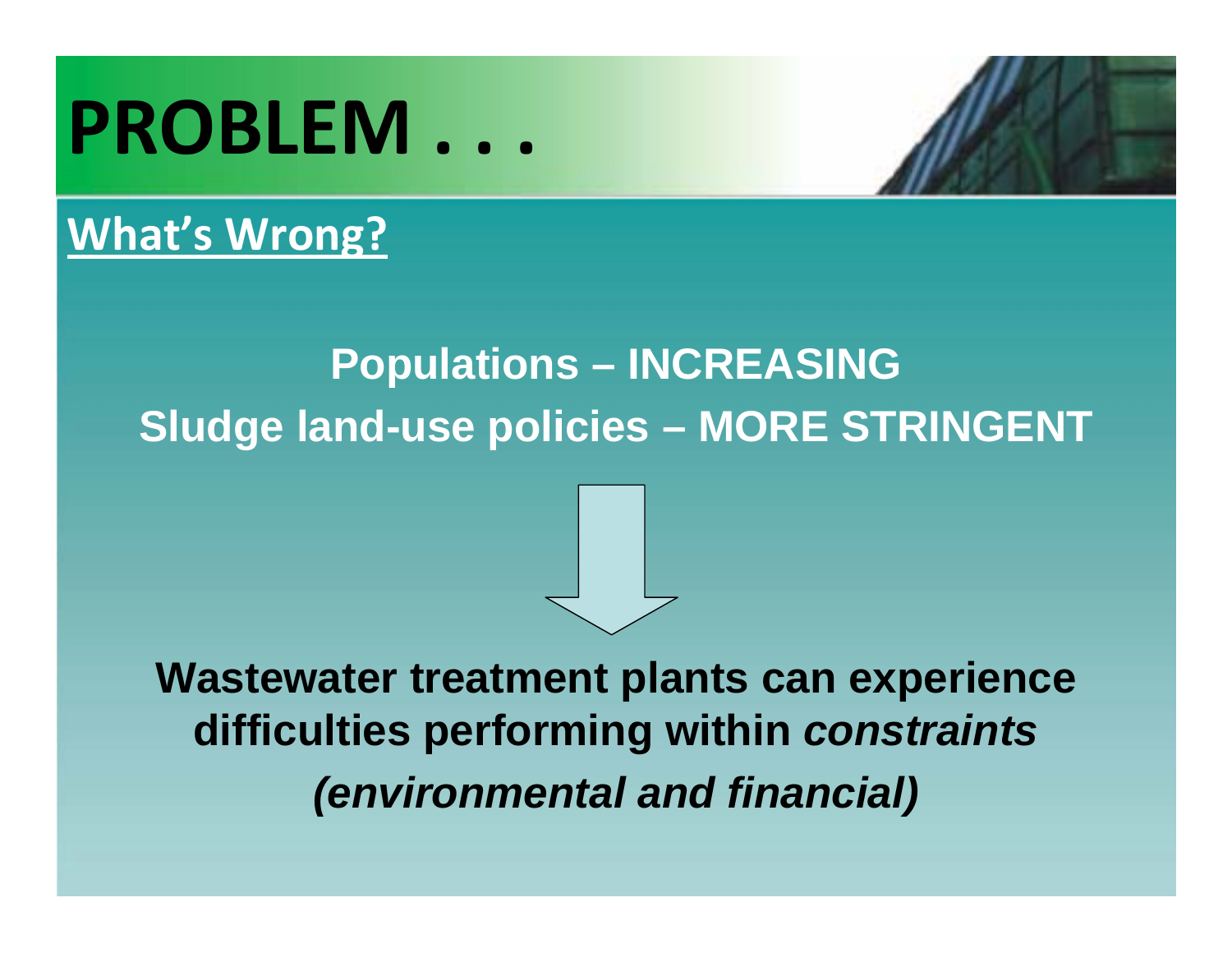# PROBLEM . . .

## What's Wrong?

**Populations – INCREASING**

**Sludge land-use policies – MORE STRINGENT**

**Wastewater treatment plants can experience difficulties performing within *constraints (environmental and financial)***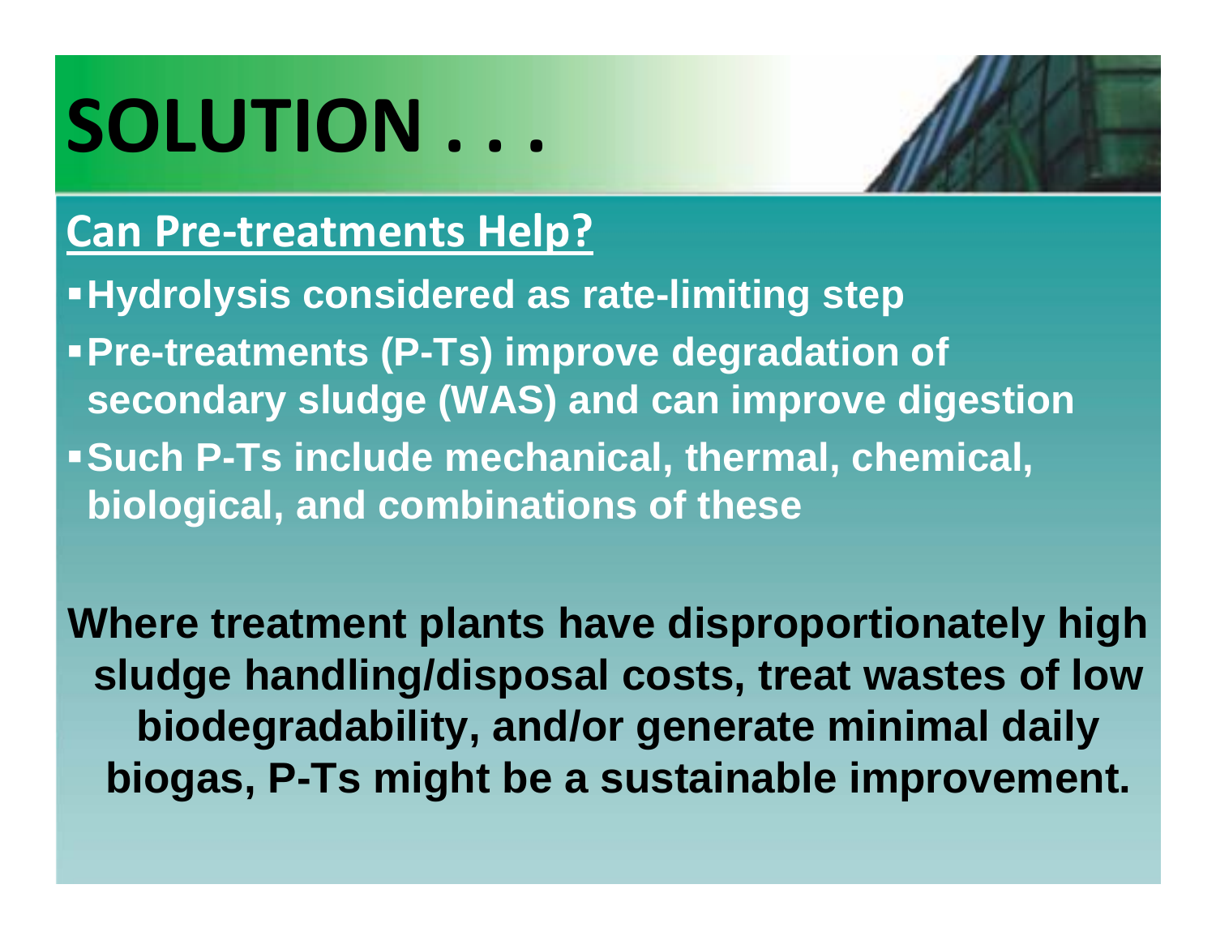# SOLUTION . . .

## Can Pre-treatments Help?

- **Hydrolysis considered as rate-limiting step**
- **Pre-treatments (P-Ts) improve degradation of secondary sludge (WAS) and can improve digestion**
- **Such P-Ts include mechanical, thermal, chemical, biological, and combinations of these**

**Where treatment plants have disproportionately high sludge handling/disposal costs, treat wastes of low biodegradability, and/or generate minimal daily biogas, P-Ts might be a sustainable improvement.**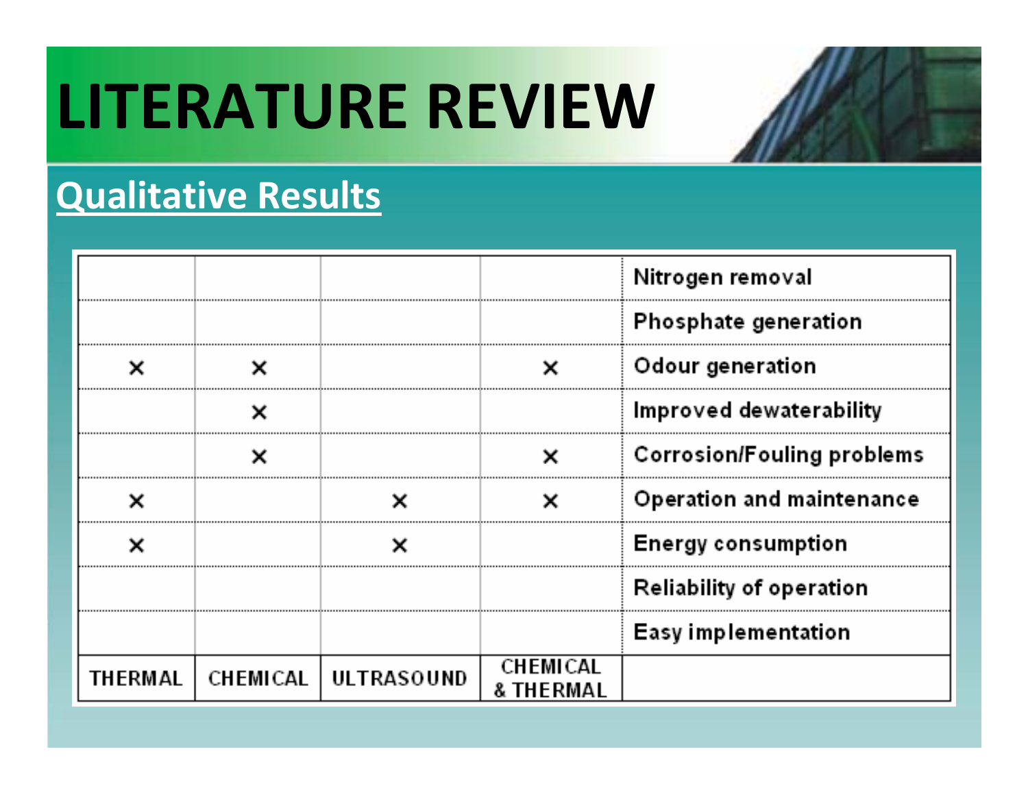# LITERATURE REVIEW

## Qualitative Results

| THERMAL | CHEMICAL | ULTRASOUND | CHEMICAL & THERMAL | |
|---|---|---|---|---|
| | | | | Nitrogen removal |
| | | | | Phosphate generation |
| × | × | | × | Odour generation |
| | × | | | Improved dewaterability |
| | × | | × | Corrosion/Fouling problems |
| × | | × | × | Operation and maintenance |
| × | | × | | Energy consumption |
| | | | | Reliability of operation |
| | | | | Easy implementation |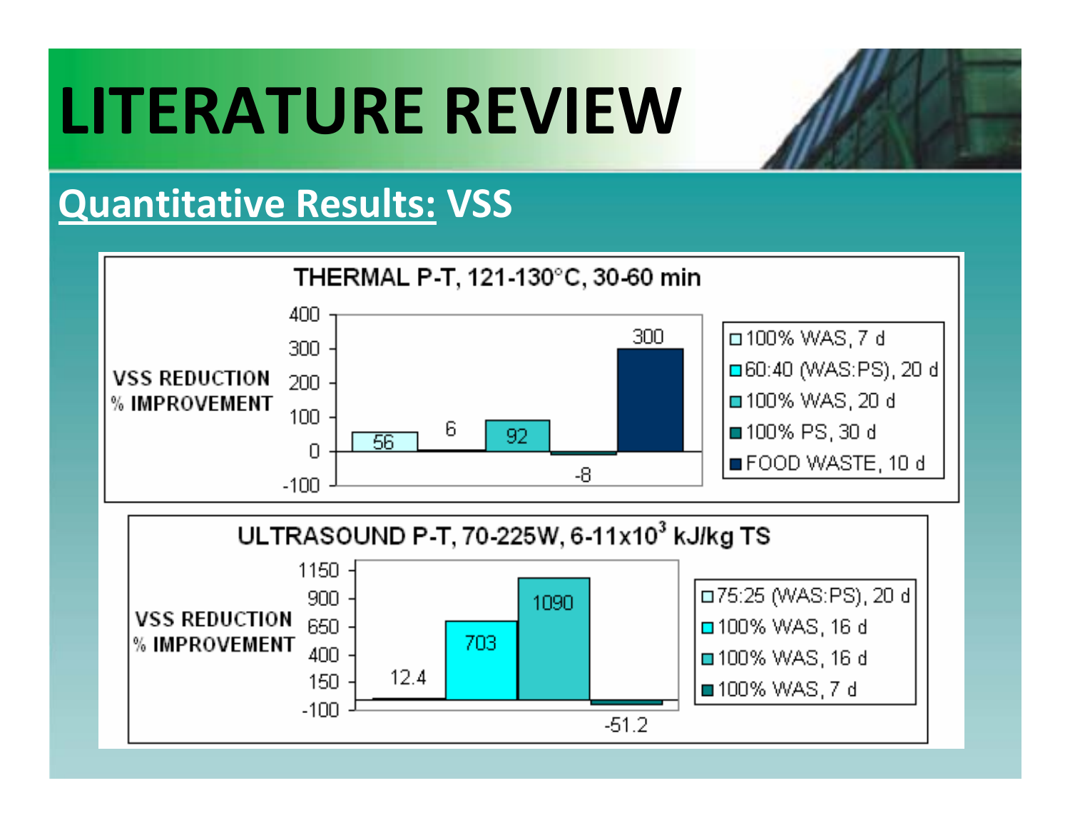# LITERATURE REVIEW

## Quantitative Results: VSS

**THERMAL P-T, 121-130°C, 30-60 min**

VSS REDUCTION % IMPROVEMENT

| Substrate | VSS Reduction % Improvement |
| --- | --- |
| 100% WAS, 7 d | 56 |
| 60:40 (WAS:PS), 20 d | 6 |
| 100% WAS, 20 d | 92 |
| 100% PS, 30 d | -8 |
| FOOD WASTE, 10 d | 300 |

**ULTRASOUND P-T, 70-225W, 6-11x$10^3$ kJ/kg TS**

VSS REDUCTION % IMPROVEMENT

| Substrate | VSS Reduction % Improvement |
| --- | --- |
| 75:25 (WAS:PS), 20 d | 12.4 |
| 100% WAS, 16 d | 703 |
| 100% WAS, 16 d | 1090 |
| 100% WAS, 7 d | -51.2 |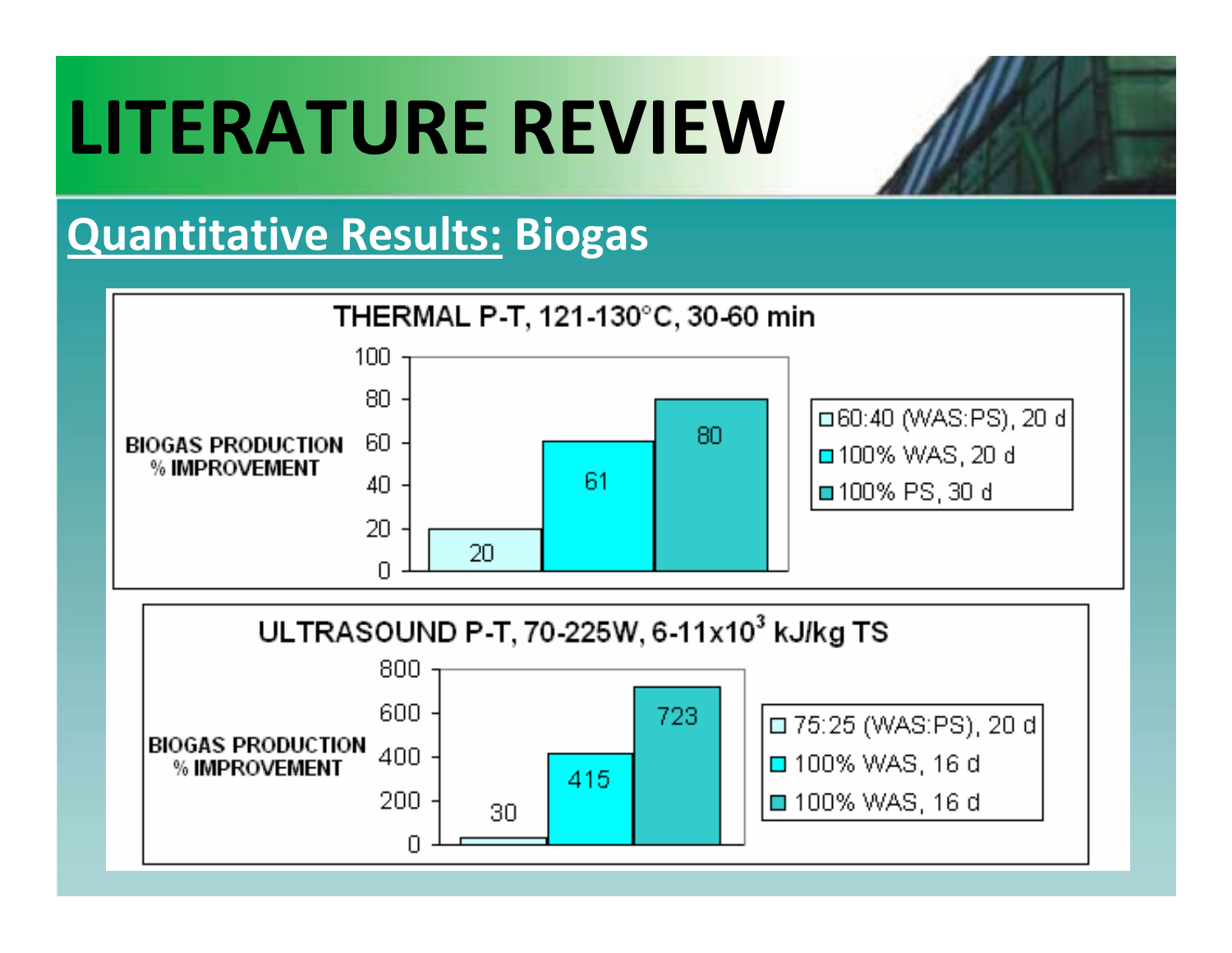# LITERATURE REVIEW

## Quantitative Results: Biogas

**THERMAL P-T, 121-130°C, 30-60 min**

BIOGAS PRODUCTION % IMPROVEMENT

| Condition | % Improvement |
|---|---|
| 60:40 (WAS:PS), 20 d | 20 |
| 100% WAS, 20 d | 61 |
| 100% PS, 30 d | 80 |

**ULTRASOUND P-T, 70-225W, 6-11x$10^3$ kJ/kg TS**

BIOGAS PRODUCTION % IMPROVEMENT

| Condition | % Improvement |
|---|---|
| 75:25 (WAS:PS), 20 d | 30 |
| 100% WAS, 16 d | 415 |
| 100% WAS, 16 d | 723 |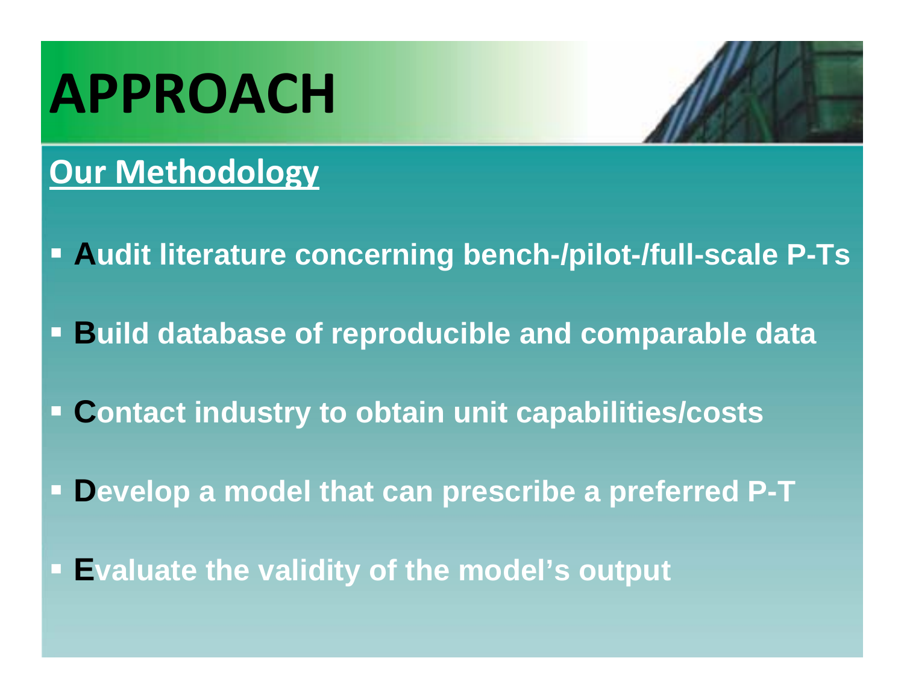# APPROACH

## Our Methodology

- **A**udit literature concerning bench-/pilot-/full-scale P-Ts
- **B**uild database of reproducible and comparable data
- **C**ontact industry to obtain unit capabilities/costs
- **D**evelop a model that can prescribe a preferred P-T
- **E**valuate the validity of the model's output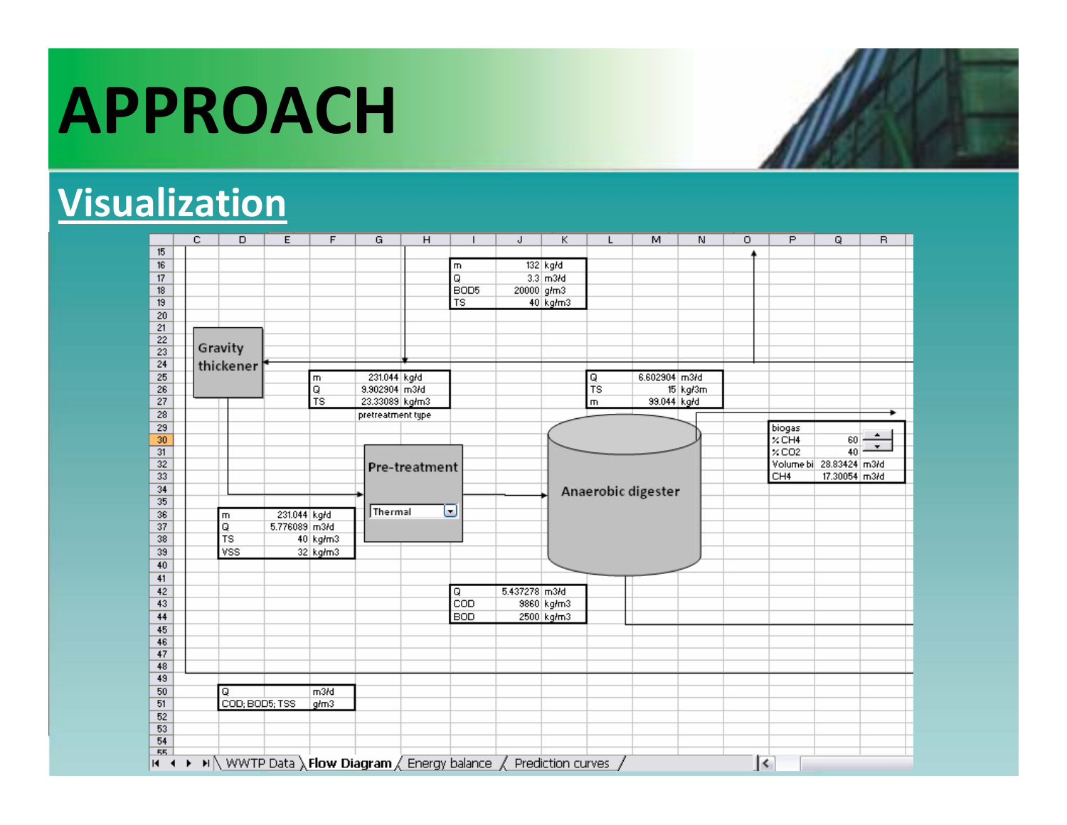# APPROACH

## Visualization

Gravity thickener

| m | 132 | kg/d |
|---|---|---|
| Q | 3.3 | m3/d |
| BOD5 | 20000 | g/m3 |
| TS | 40 | kg/m3 |

| m | 231.044 | kg/d |
|---|---|---|
| Q | 9.902904 | m3/d |
| TS | 23.33089 | kg/m3 |

pretreatment type

| Q | 6.602904 | m3/d |
|---|---|---|
| TS | 15 | kg/3m |
| m | 99.044 | kg/d |

Pre-treatment

Thermal

Anaerobic digester

| biogas | | |
|---|---|---|
| % CH4 | 60 | |
| % CO2 | 40 | |
| Volume bi | 28.83424 | m3/d |
| CH4 | 17.30054 | m3/d |

| m | 231.044 | kg/d |
|---|---|---|
| Q | 5.776089 | m3/d |
| TS | 40 | kg/m3 |
| VSS | 32 | kg/m3 |

| Q | 5.437278 | m3/d |
|---|---|---|
| COD | 9860 | kg/m3 |
| BOD | 2500 | kg/m3 |

| Q | m3/d |
|---|---|
| COD; BOD5; TSS | g/m3 |

WWTP Data | Flow Diagram | Energy balance | Prediction curves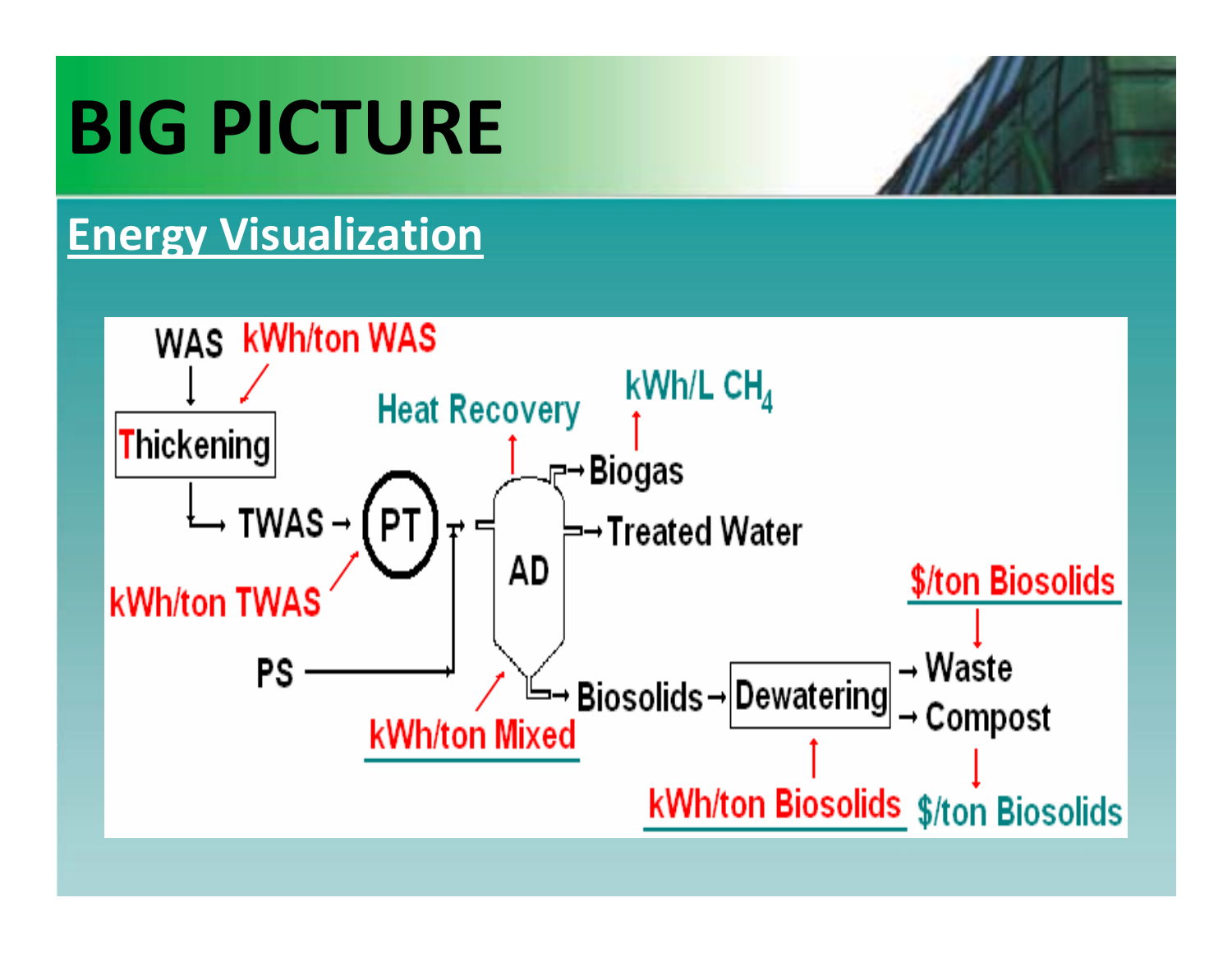# BIG PICTURE

## Energy Visualization

WAS — kWh/ton WAS

Thickening

TWAS → PT — kWh/ton TWAS

PS

AD — Heat Recovery

Biogas — kWh/L $CH_4$

Treated Water

Biosolids → Dewatering — kWh/ton Mixed — kWh/ton Biosolids

→ Waste — $/ton Biosolids

→ Compost — $/ton Biosolids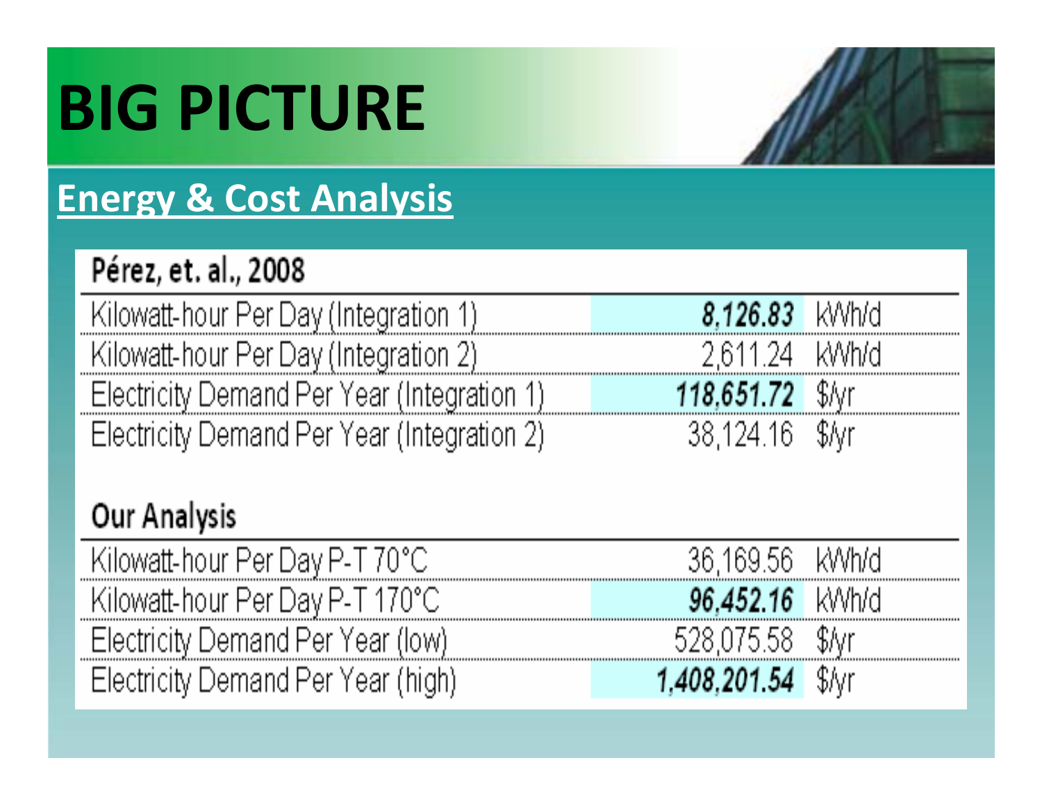# BIG PICTURE

## Energy & Cost Analysis

**Pérez, et. al., 2008**

| | | |
|---|---|---|
| Kilowatt-hour Per Day (Integration 1) | ***8,126.83*** | kWh/d |
| Kilowatt-hour Per Day (Integration 2) | 2,611.24 | kWh/d |
| Electricity Demand Per Year (Integration 1) | ***118,651.72*** | $/yr |
| Electricity Demand Per Year (Integration 2) | 38,124.16 | $/yr |

**Our Analysis**

| | | |
|---|---|---|
| Kilowatt-hour Per Day P-T 70°C | 36,169.56 | kWh/d |
| Kilowatt-hour Per Day P-T 170°C | ***96,452.16*** | kWh/d |
| Electricity Demand Per Year (low) | 528,075.58 | $/yr |
| Electricity Demand Per Year (high) | ***1,408,201.54*** | $/yr |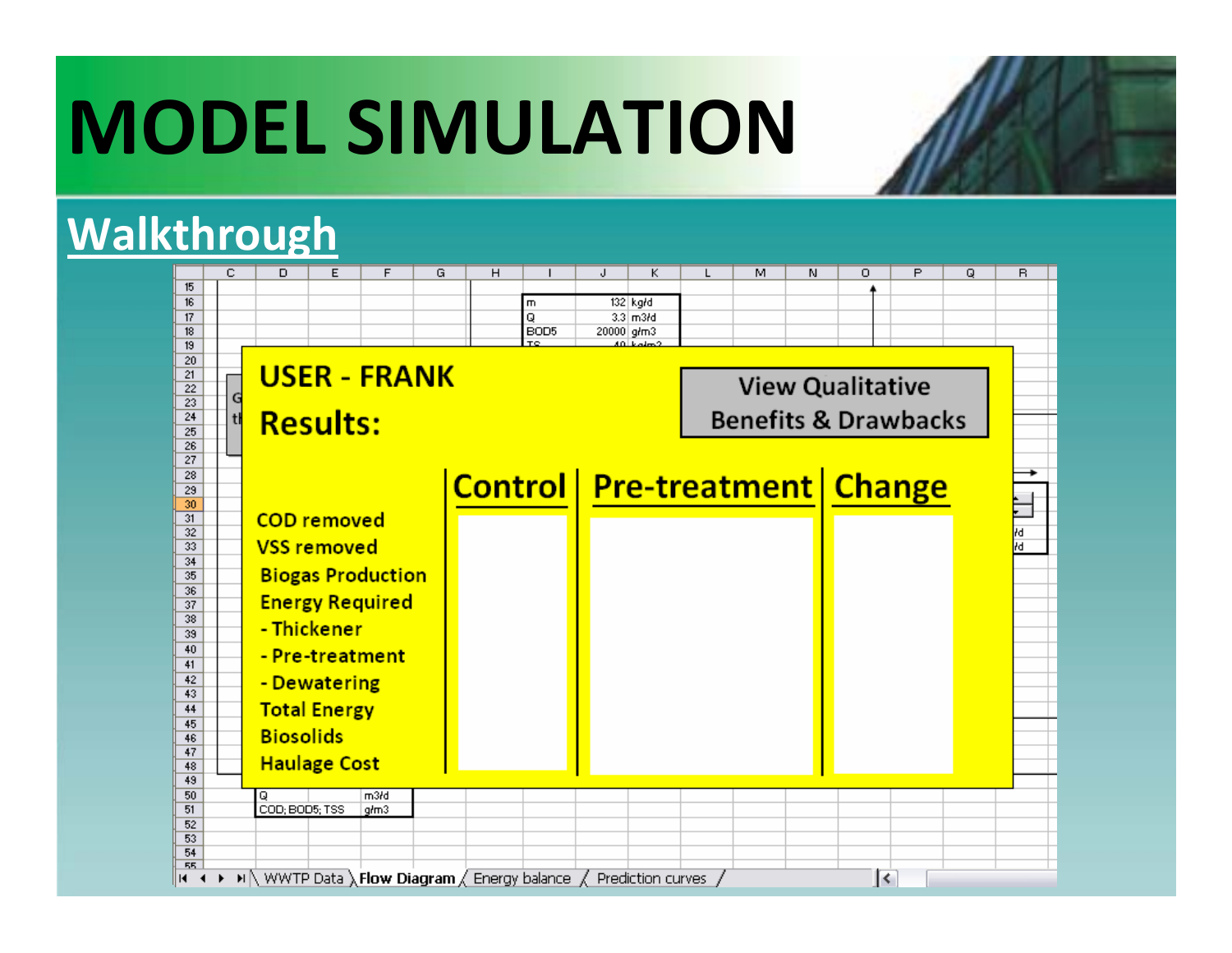# MODEL SIMULATION

## Walkthrough

|  |  |  |
|---|---|---|
| m | 132 | kg/d |
| Q | 3.3 | m3/d |
| BOD5 | 20000 | g/m3 |

**USER - FRANK**

**Results:**

View Qualitative Benefits & Drawbacks

| | Control | Pre-treatment | Change |
|---|---|---|---|
| COD removed | | | |
| VSS removed | | | |
| Biogas Production | | | |
| Energy Required | | | |
| - Thickener | | | |
| - Pre-treatment | | | |
| - Dewatering | | | |
| Total Energy | | | |
| Biosolids | | | |
| Haulage Cost | | | |

|  |  |
|---|---|
| Q | m3/d |
| COD; BOD5; TSS | g/m3 |

WWTP Data | Flow Diagram | Energy balance | Prediction curves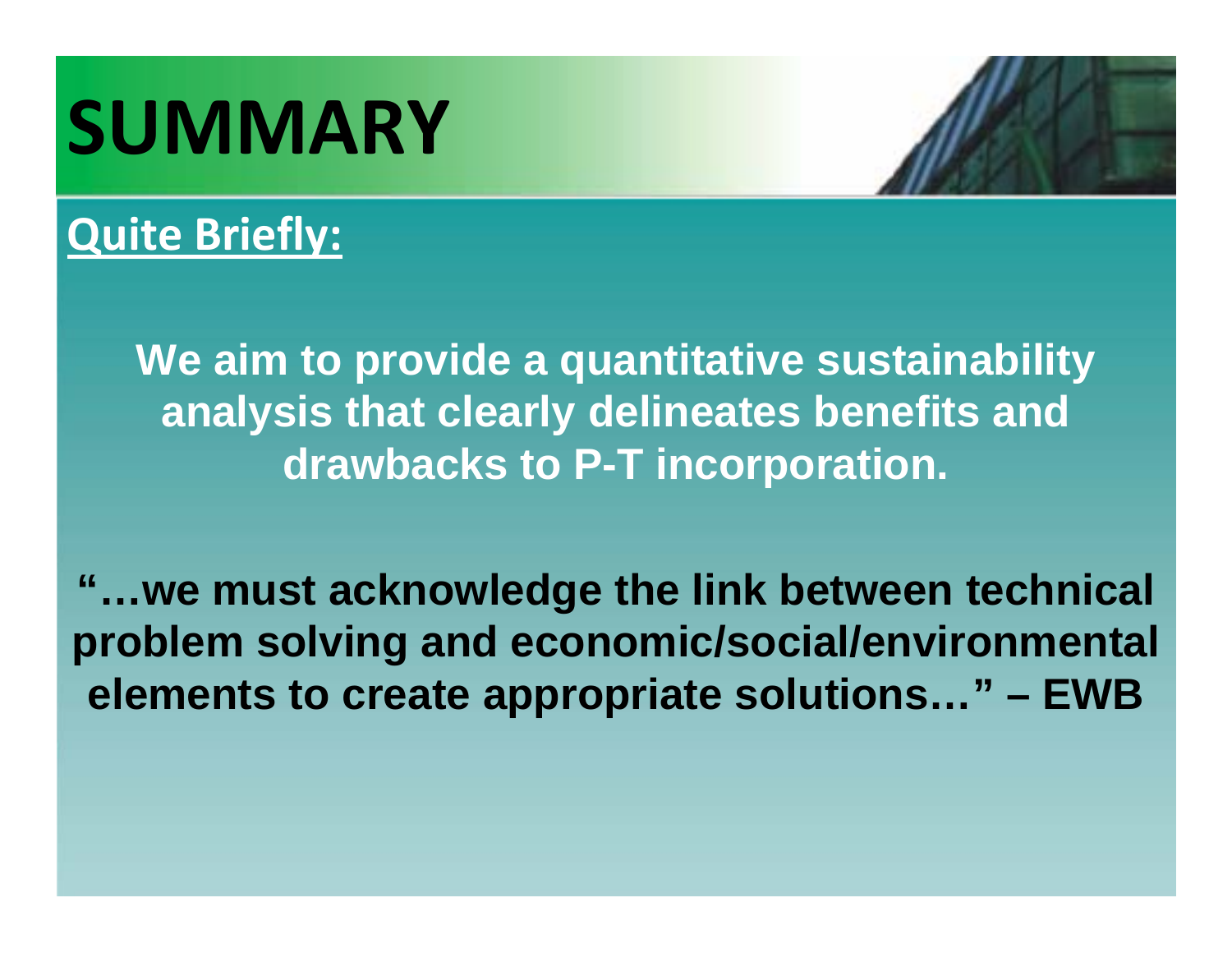# SUMMARY

**Quite Briefly:**

**We aim to provide a quantitative sustainability analysis that clearly delineates benefits and drawbacks to P-T incorporation.**

**"…we must acknowledge the link between technical problem solving and economic/social/environmental elements to create appropriate solutions…" – EWB**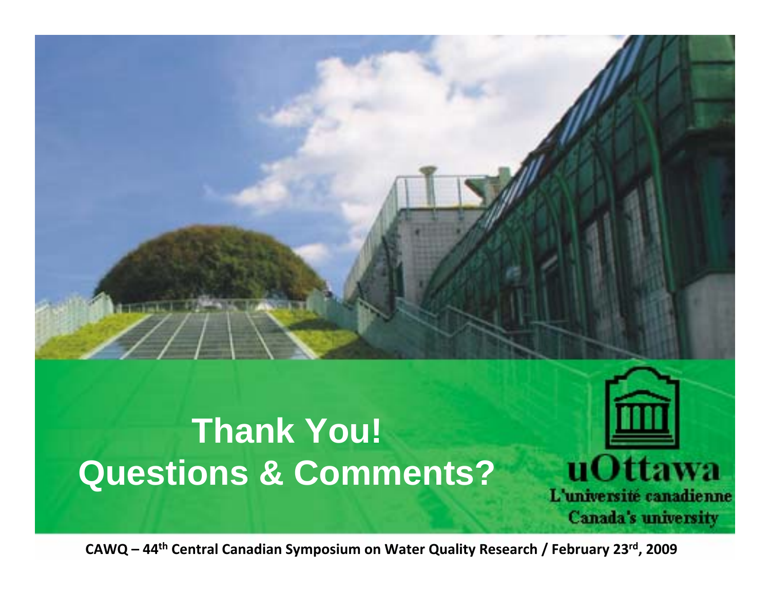# Thank You!
# Questions & Comments?

uOttawa
L'université canadienne
Canada's university

CAWQ – 44th Central Canadian Symposium on Water Quality Research / February 23rd, 2009